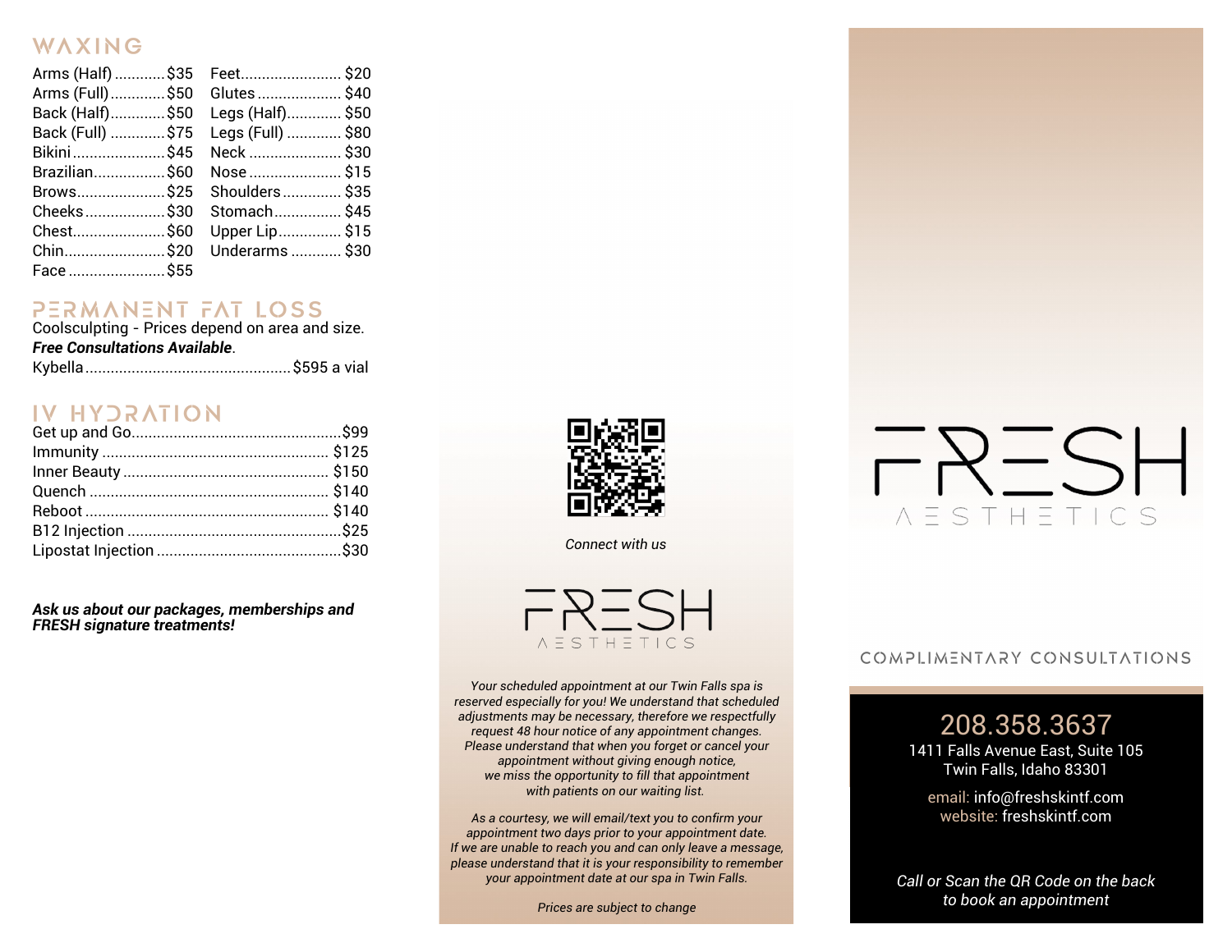## WAXING

| Service | Price | Service | Price |
|---|---|---|---|
| Arms (Half) | $35 | Feet | $20 |
| Arms (Full) | $50 | Glutes | $40 |
| Back (Half) | $50 | Legs (Half) | $50 |
| Back (Full) | $75 | Legs (Full) | $80 |
| Bikini | $45 | Neck | $30 |
| Brazilian | $60 | Nose | $15 |
| Brows | $25 | Shoulders | $35 |
| Cheeks | $30 | Stomach | $45 |
| Chest | $60 | Upper Lip | $15 |
| Chin | $20 | Underarms | $30 |
| Face | $55 | | |

## PERMANENT FAT LOSS

Coolsculpting - Prices depend on area and size.
***Free Consultations Available***.

Kybella................................................$595 a vial

## IV HYDRATION

| Service | Price |
|---|---|
| Get up and Go | $99 |
| Immunity | $125 |
| Inner Beauty | $150 |
| Quench | $140 |
| Reboot | $140 |
| B12 Injection | $25 |
| Lipostat Injection | $30 |

***Ask us about our packages, memberships and FRESH signature treatments!***

*Connect with us*

FRESH AESTHETICS

*Your scheduled appointment at our Twin Falls spa is reserved especially for you! We understand that scheduled adjustments may be necessary, therefore we respectfully request 48 hour notice of any appointment changes. Please understand that when you forget or cancel your appointment without giving enough notice, we miss the opportunity to fill that appointment with patients on our waiting list.*

*As a courtesy, we will email/text you to confirm your appointment two days prior to your appointment date. If we are unable to reach you and can only leave a message, please understand that it is your responsibility to remember your appointment date at our spa in Twin Falls.*

*Prices are subject to change*

# FRESH AESTHETICS

COMPLIMENTARY CONSULTATIONS

208.358.3637
1411 Falls Avenue East, Suite 105
Twin Falls, Idaho 83301

email: info@freshskintf.com
website: freshskintf.com

*Call or Scan the QR Code on the back to book an appointment*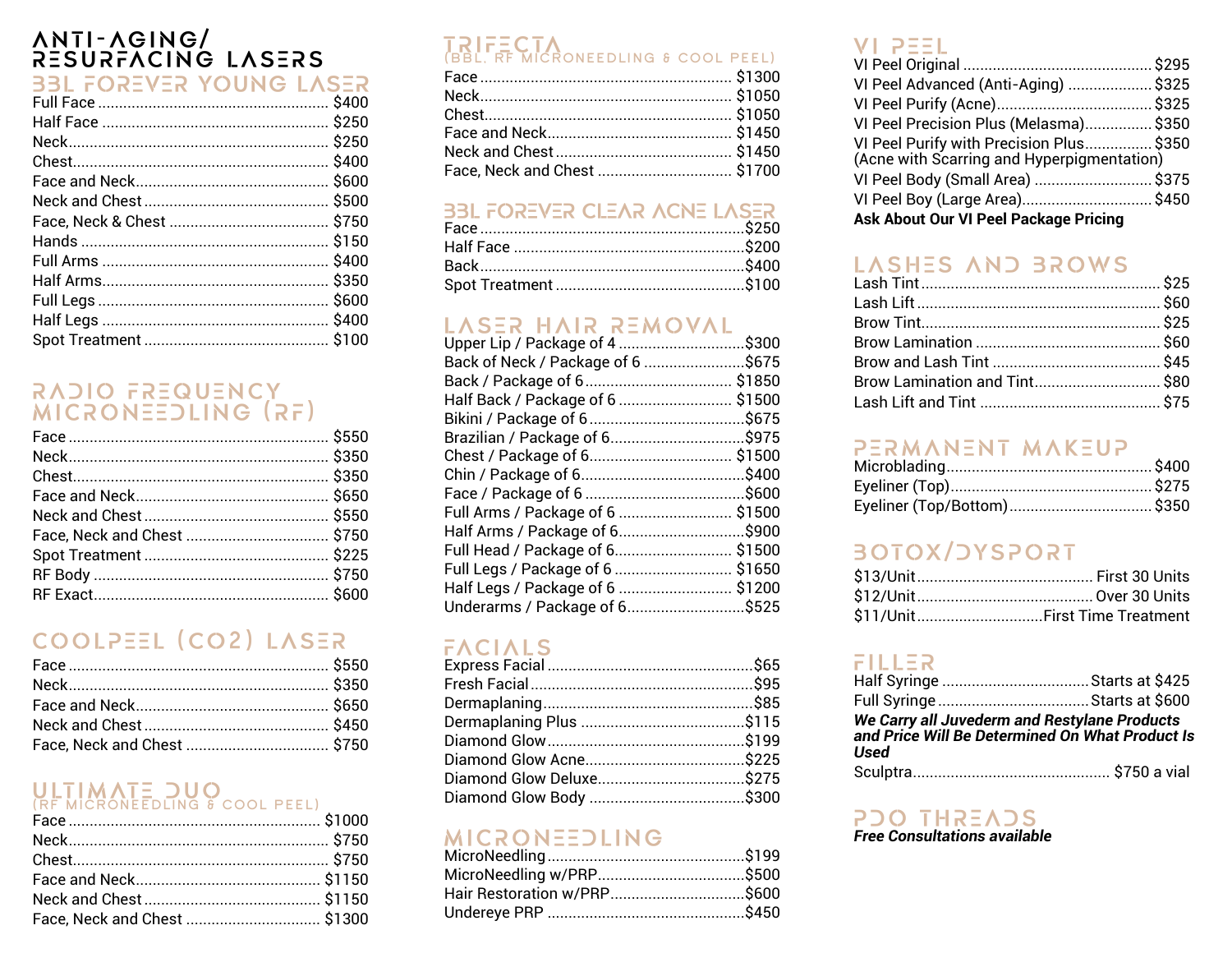# ANTI-AGING/ RESURFACING LASERS

## BBL FOREVER YOUNG LASER

| | |
|---|---|
| Full Face | $400 |
| Half Face | $250 |
| Neck | $250 |
| Chest | $400 |
| Face and Neck | $600 |
| Neck and Chest | $500 |
| Face, Neck & Chest | $750 |
| Hands | $150 |
| Full Arms | $400 |
| Half Arms | $350 |
| Full Legs | $600 |
| Half Legs | $400 |
| Spot Treatment | $100 |

## RADIO FREQUENCY MICRONEEDLING (RF)

| | |
|---|---|
| Face | $550 |
| Neck | $350 |
| Chest | $350 |
| Face and Neck | $650 |
| Neck and Chest | $550 |
| Face, Neck and Chest | $750 |
| Spot Treatment | $225 |
| RF Body | $750 |
| RF Exact | $600 |

## COOLPEEL (CO2) LASER

| | |
|---|---|
| Face | $550 |
| Neck | $350 |
| Face and Neck | $650 |
| Neck and Chest | $450 |
| Face, Neck and Chest | $750 |

## ULTIMATE DUO
(RF MICRONEEDLING & COOL PEEL)

| | |
|---|---|
| Face | $1000 |
| Neck | $750 |
| Chest | $750 |
| Face and Neck | $1150 |
| Neck and Chest | $1150 |
| Face, Neck and Chest | $1300 |

## TRIFECTA
(BBL, RF MICRONEEDLING & COOL PEEL)

| | |
|---|---|
| Face | $1300 |
| Neck | $1050 |
| Chest | $1050 |
| Face and Neck | $1450 |
| Neck and Chest | $1450 |
| Face, Neck and Chest | $1700 |

## BBL FOREVER CLEAR ACNE LASER

| | |
|---|---|
| Face | $250 |
| Half Face | $200 |
| Back | $400 |
| Spot Treatment | $100 |

## LASER HAIR REMOVAL

| | |
|---|---|
| Upper Lip / Package of 4 | $300 |
| Back of Neck / Package of 6 | $675 |
| Back / Package of 6 | $1850 |
| Half Back / Package of 6 | $1500 |
| Bikini / Package of 6 | $675 |
| Brazilian / Package of 6 | $975 |
| Chest / Package of 6 | $1500 |
| Chin / Package of 6 | $400 |
| Face / Package of 6 | $600 |
| Full Arms / Package of 6 | $1500 |
| Half Arms / Package of 6 | $900 |
| Full Head / Package of 6 | $1500 |
| Full Legs / Package of 6 | $1650 |
| Half Legs / Package of 6 | $1200 |
| Underarms / Package of 6 | $525 |

## FACIALS

| | |
|---|---|
| Express Facial | $65 |
| Fresh Facial | $95 |
| Dermaplaning | $85 |
| Dermaplaning Plus | $115 |
| Diamond Glow | $199 |
| Diamond Glow Acne | $225 |
| Diamond Glow Deluxe | $275 |
| Diamond Glow Body | $300 |

## MICRONEEDLING

| | |
|---|---|
| MicroNeedling | $199 |
| MicroNeedling w/PRP | $500 |
| Hair Restoration w/PRP | $600 |
| Undereye PRP | $450 |

## VI PEEL

| | |
|---|---|
| VI Peel Original | $295 |
| VI Peel Advanced (Anti-Aging) | $325 |
| VI Peel Purify (Acne) | $325 |
| VI Peel Precision Plus (Melasma) | $350 |
| VI Peel Purify with Precision Plus (Acne with Scarring and Hyperpigmentation) | $350 |
| VI Peel Body (Small Area) | $375 |
| VI Peel Boy (Large Area) | $450 |

**Ask About Our VI Peel Package Pricing**

## LASHES AND BROWS

| | |
|---|---|
| Lash Tint | $25 |
| Lash Lift | $60 |
| Brow Tint | $25 |
| Brow Lamination | $60 |
| Brow and Lash Tint | $45 |
| Brow Lamination and Tint | $80 |
| Lash Lift and Tint | $75 |

## PERMANENT MAKEUP

| | |
|---|---|
| Microblading | $400 |
| Eyeliner (Top) | $275 |
| Eyeliner (Top/Bottom) | $350 |

## BOTOX/DYSPORT

| | |
|---|---|
| $13/Unit | First 30 Units |
| $12/Unit | Over 30 Units |
| $11/Unit | First Time Treatment |

## FILLER

| | |
|---|---|
| Half Syringe | Starts at $425 |
| Full Syringe | Starts at $600 |

***We Carry all Juvederm and Restylane Products and Price Will Be Determined On What Product Is Used***

| | |
|---|---|
| Sculptra | $750 a vial |

## PDO THREADS

***Free Consultations available***